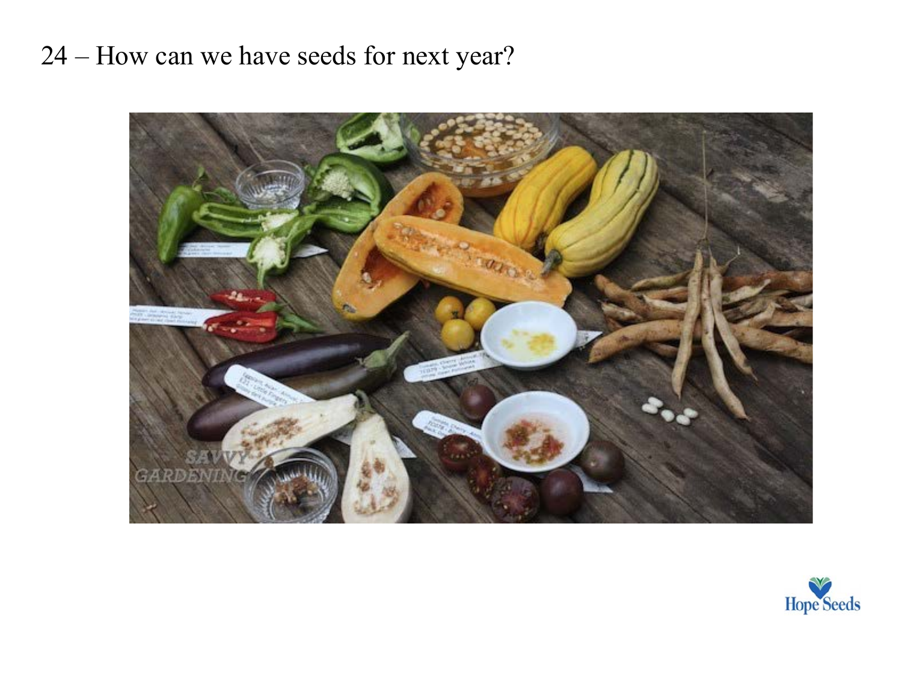24 – How can we have seeds for next year?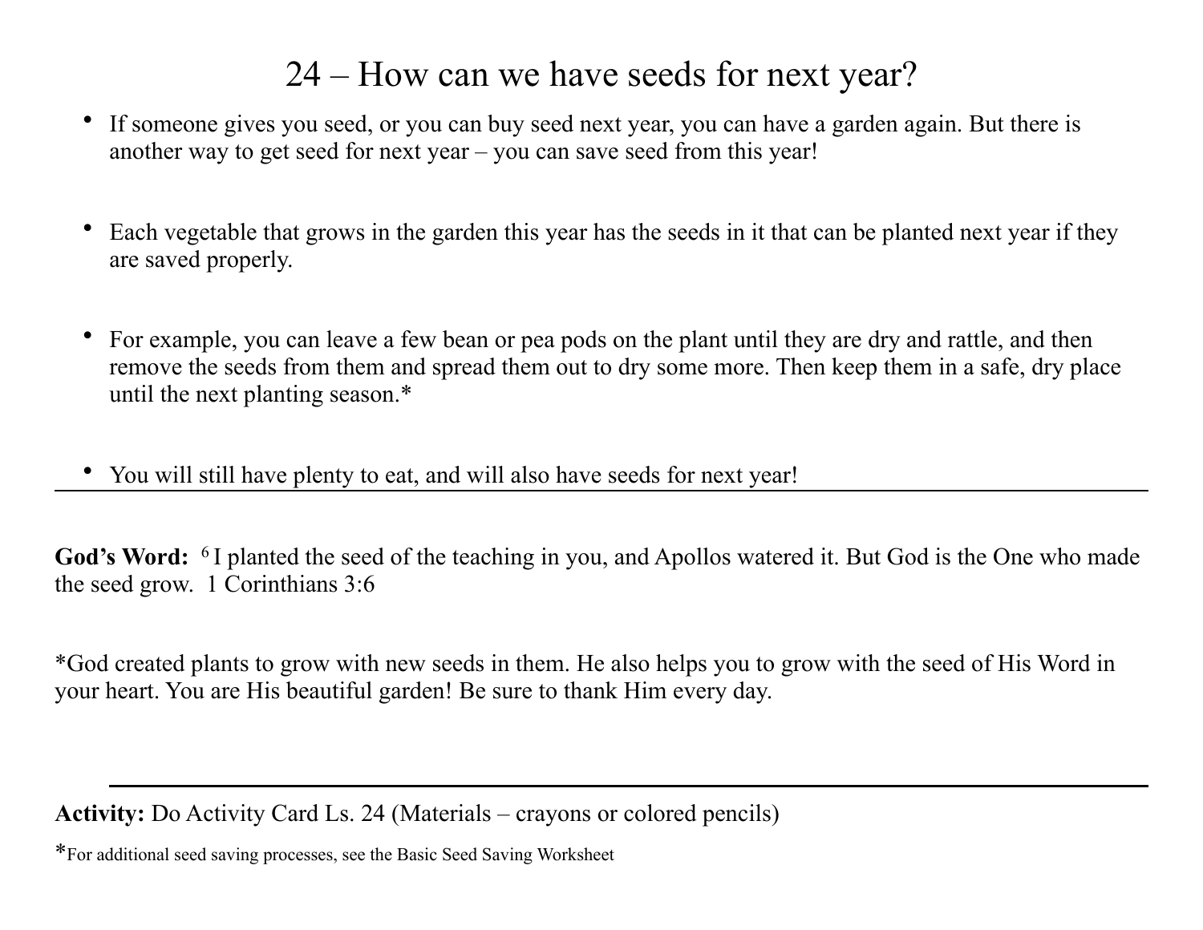# 24 – How can we have seeds for next year?

- If someone gives you seed, or you can buy seed next year, you can have a garden again. But there is another way to get seed for next year – you can save seed from this year!
- Each vegetable that grows in the garden this year has the seeds in it that can be planted next year if they are saved properly.
- For example, you can leave a few bean or pea pods on the plant until they are dry and rattle, and then remove the seeds from them and spread them out to dry some more. Then keep them in a safe, dry place until the next planting season.*
- You will still have plenty to eat, and will also have seeds for next year!

---

**God's Word:** [6] I planted the seed of the teaching in you, and Apollos watered it. But God is the One who made the seed grow. 1 Corinthians 3:6

*God created plants to grow with new seeds in them. He also helps you to grow with the seed of His Word in your heart. You are His beautiful garden! Be sure to thank Him every day.

---

**Activity:** Do Activity Card Ls. 24 (Materials – crayons or colored pencils)

*For additional seed saving processes, see the Basic Seed Saving Worksheet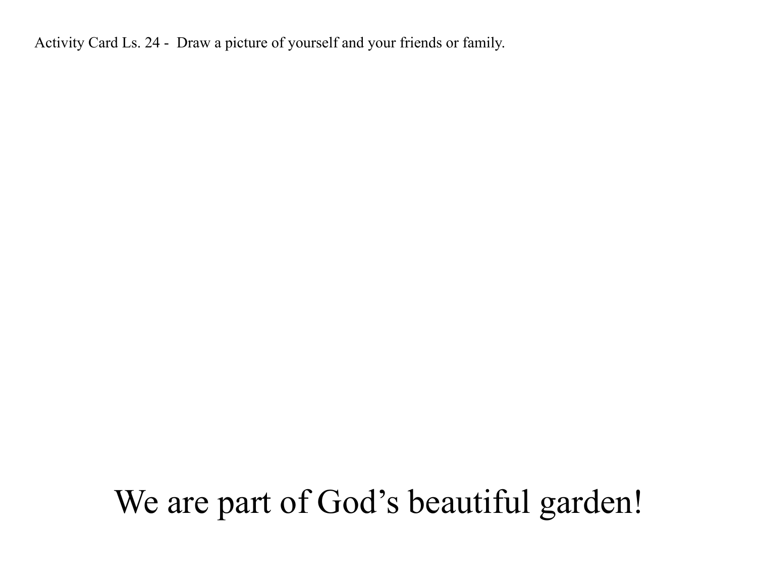Activity Card Ls. 24 - Draw a picture of yourself and your friends or family.

# We are part of God’s beautiful garden!